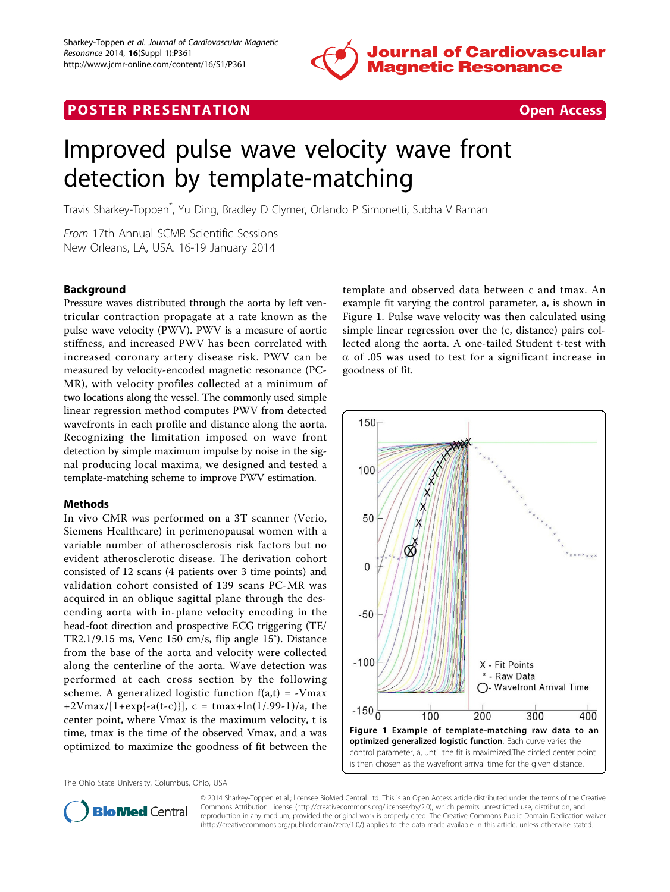# Improved pulse wave velocity wave front detection by template-matching

Travis Sharkey-Toppen*, Yu Ding, Bradley D Clymer, Orlando P Simonetti, Subha V Raman

*From* 17th Annual SCMR Scientific Sessions
New Orleans, LA, USA. 16-19 January 2014

## Background

Pressure waves distributed through the aorta by left ventricular contraction propagate at a rate known as the pulse wave velocity (PWV). PWV is a measure of aortic stiffness, and increased PWV has been correlated with increased coronary artery disease risk. PWV can be measured by velocity-encoded magnetic resonance (PC-MR), with velocity profiles collected at a minimum of two locations along the vessel. The commonly used simple linear regression method computes PWV from detected wavefronts in each profile and distance along the aorta. Recognizing the limitation imposed on wave front detection by simple maximum impulse by noise in the signal producing local maxima, we designed and tested a template-matching scheme to improve PWV estimation.

## Methods

In vivo CMR was performed on a 3T scanner (Verio, Siemens Healthcare) in perimenopausal women with a variable number of atherosclerosis risk factors but no evident atherosclerotic disease. The derivation cohort consisted of 12 scans (4 patients over 3 time points) and validation cohort consisted of 139 scans PC-MR was acquired in an oblique sagittal plane through the descending aorta with in-plane velocity encoding in the head-foot direction and prospective ECG triggering (TE/TR2.1/9.15 ms, Venc 150 cm/s, flip angle 15°). Distance from the base of the aorta and velocity were collected along the centerline of the aorta. Wave detection was performed at each cross section by the following scheme. A generalized logistic function $f(a,t) = -V_{max} + 2V_{max}/[1+\exp\{-a(t-c)\}]$, $c = t_{max}+\ln(1/.99-1)/a$, the center point, where Vmax is the maximum velocity, t is time, tmax is the time of the observed Vmax, and a was optimized to maximize the goodness of fit between the template and observed data between c and tmax. An example fit varying the control parameter, a, is shown in Figure 1. Pulse wave velocity was then calculated using simple linear regression over the (c, distance) pairs collected along the aorta. A one-tailed Student t-test with α of .05 was used to test for a significant increase in goodness of fit.

**Figure 1 Example of template-matching raw data to an optimized generalized logistic function**. Each curve varies the control parameter, a, until the fit is maximized.The circled center point is then chosen as the wavefront arrival time for the given distance.

The Ohio State University, Columbus, Ohio, USA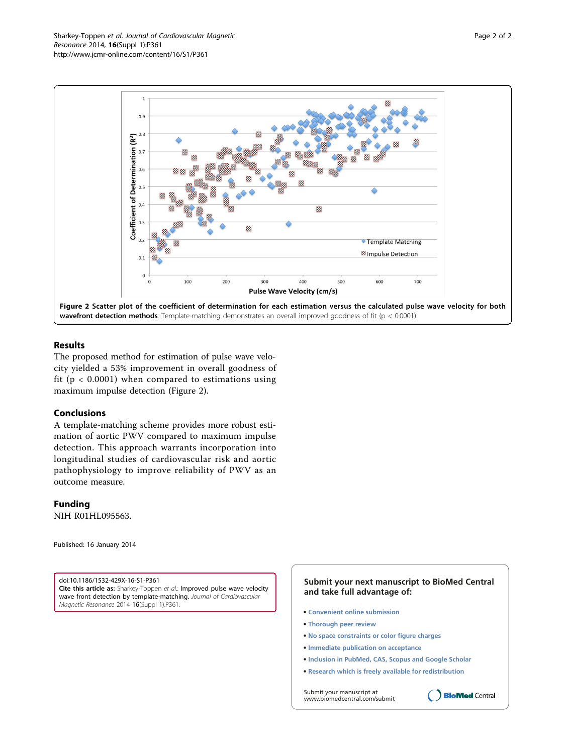1

0.9

0.8

0.7

0.6

0.5

0.4

0.3

0.2

0.1

0

Coefficient of Determination ($R^2$)

0 100 200 300 400 500 600 700

Pulse Wave Velocity (cm/s)

Template Matching

Impulse Detection

**Figure 2 Scatter plot of the coefficient of determination for each estimation versus the calculated pulse wave velocity for both wavefront detection methods**. Template-matching demonstrates an overall improved goodness of fit ($p < 0.0001$).

## Results

The proposed method for estimation of pulse wave velocity yielded a 53% improvement in overall goodness of fit ($p < 0.0001$) when compared to estimations using maximum impulse detection (Figure 2).

## Conclusions

A template-matching scheme provides more robust estimation of aortic PWV compared to maximum impulse detection. This approach warrants incorporation into longitudinal studies of cardiovascular risk and aortic pathophysiology to improve reliability of PWV as an outcome measure.

## Funding

NIH R01HL095563.

Published: 16 January 2014

doi:10.1186/1532-429X-16-S1-P361

**Cite this article as:** Sharkey-Toppen *et al.*: Improved pulse wave velocity wave front detection by template-matching. *Journal of Cardiovascular Magnetic Resonance* 2014 **16**(Suppl 1):P361.

**Submit your next manuscript to BioMed Central and take full advantage of:**

- Convenient online submission
- Thorough peer review
- No space constraints or color figure charges
- Immediate publication on acceptance
- Inclusion in PubMed, CAS, Scopus and Google Scholar
- Research which is freely available for redistribution

Submit your manuscript at www.biomedcentral.com/submit

BioMed Central